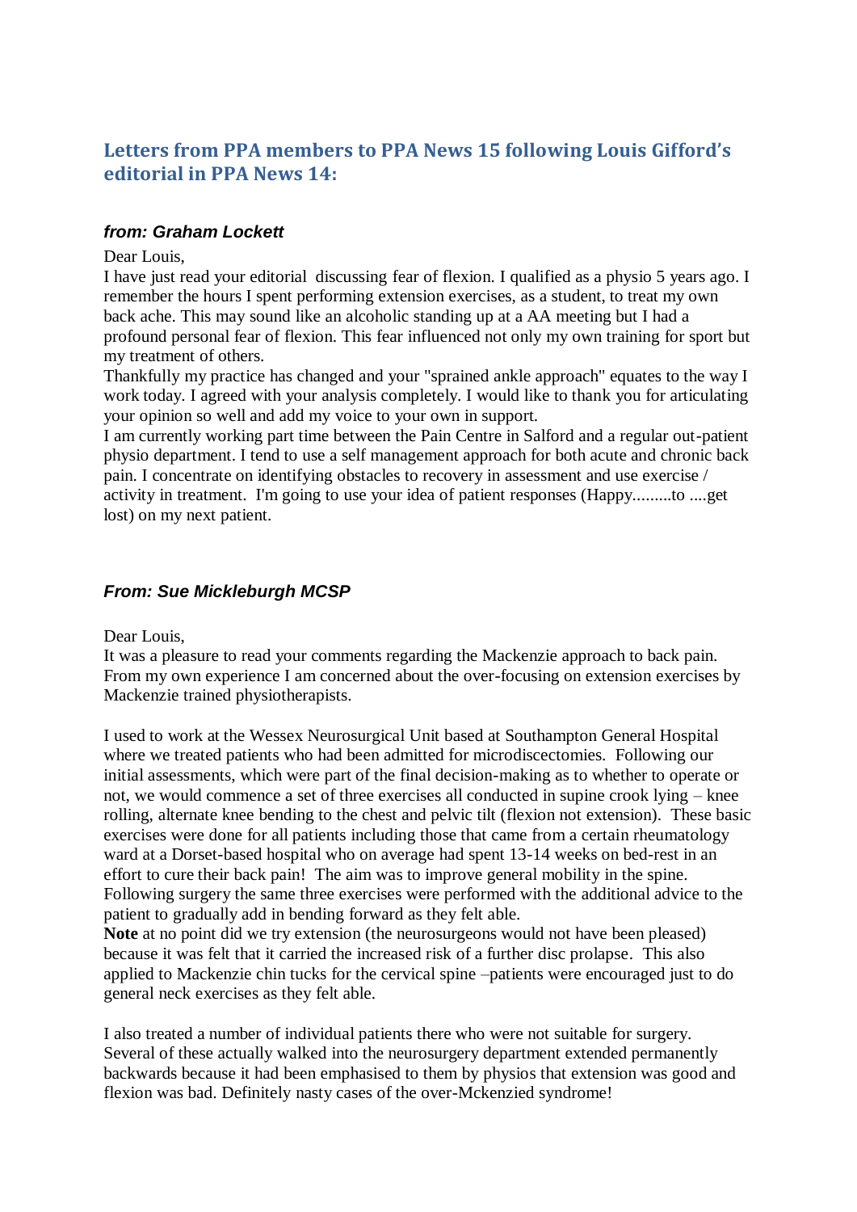## Letters from PPA members to PPA News 15 following Louis Gifford's editorial in PPA News 14:

### *from: Graham Lockett*

Dear Louis,

I have just read your editorial discussing fear of flexion. I qualified as a physio 5 years ago. I remember the hours I spent performing extension exercises, as a student, to treat my own back ache. This may sound like an alcoholic standing up at a AA meeting but I had a profound personal fear of flexion. This fear influenced not only my own training for sport but my treatment of others.

Thankfully my practice has changed and your "sprained ankle approach" equates to the way I work today. I agreed with your analysis completely. I would like to thank you for articulating your opinion so well and add my voice to your own in support.

I am currently working part time between the Pain Centre in Salford and a regular out-patient physio department. I tend to use a self management approach for both acute and chronic back pain. I concentrate on identifying obstacles to recovery in assessment and use exercise / activity in treatment. I'm going to use your idea of patient responses (Happy.........to ....get lost) on my next patient.

### *From: Sue Mickleburgh MCSP*

Dear Louis,

It was a pleasure to read your comments regarding the Mackenzie approach to back pain. From my own experience I am concerned about the over-focusing on extension exercises by Mackenzie trained physiotherapists.

I used to work at the Wessex Neurosurgical Unit based at Southampton General Hospital where we treated patients who had been admitted for microdiscectomies. Following our initial assessments, which were part of the final decision-making as to whether to operate or not, we would commence a set of three exercises all conducted in supine crook lying – knee rolling, alternate knee bending to the chest and pelvic tilt (flexion not extension). These basic exercises were done for all patients including those that came from a certain rheumatology ward at a Dorset-based hospital who on average had spent 13-14 weeks on bed-rest in an effort to cure their back pain! The aim was to improve general mobility in the spine. Following surgery the same three exercises were performed with the additional advice to the patient to gradually add in bending forward as they felt able.

**Note** at no point did we try extension (the neurosurgeons would not have been pleased) because it was felt that it carried the increased risk of a further disc prolapse. This also applied to Mackenzie chin tucks for the cervical spine –patients were encouraged just to do general neck exercises as they felt able.

I also treated a number of individual patients there who were not suitable for surgery. Several of these actually walked into the neurosurgery department extended permanently backwards because it had been emphasised to them by physios that extension was good and flexion was bad. Definitely nasty cases of the over-Mckenzied syndrome!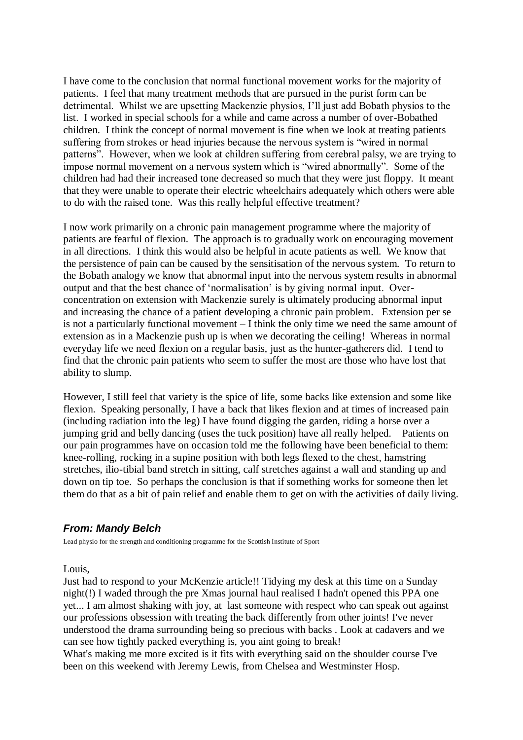I have come to the conclusion that normal functional movement works for the majority of patients. I feel that many treatment methods that are pursued in the purist form can be detrimental. Whilst we are upsetting Mackenzie physios, I'll just add Bobath physios to the list. I worked in special schools for a while and came across a number of over-Bobathed children. I think the concept of normal movement is fine when we look at treating patients suffering from strokes or head injuries because the nervous system is "wired in normal patterns". However, when we look at children suffering from cerebral palsy, we are trying to impose normal movement on a nervous system which is "wired abnormally". Some of the children had had their increased tone decreased so much that they were just floppy. It meant that they were unable to operate their electric wheelchairs adequately which others were able to do with the raised tone. Was this really helpful effective treatment?

I now work primarily on a chronic pain management programme where the majority of patients are fearful of flexion. The approach is to gradually work on encouraging movement in all directions. I think this would also be helpful in acute patients as well. We know that the persistence of pain can be caused by the sensitisation of the nervous system. To return to the Bobath analogy we know that abnormal input into the nervous system results in abnormal output and that the best chance of 'normalisation' is by giving normal input. Over-concentration on extension with Mackenzie surely is ultimately producing abnormal input and increasing the chance of a patient developing a chronic pain problem. Extension per se is not a particularly functional movement – I think the only time we need the same amount of extension as in a Mackenzie push up is when we decorating the ceiling! Whereas in normal everyday life we need flexion on a regular basis, just as the hunter-gatherers did. I tend to find that the chronic pain patients who seem to suffer the most are those who have lost that ability to slump.

However, I still feel that variety is the spice of life, some backs like extension and some like flexion. Speaking personally, I have a back that likes flexion and at times of increased pain (including radiation into the leg) I have found digging the garden, riding a horse over a jumping grid and belly dancing (uses the tuck position) have all really helped. Patients on our pain programmes have on occasion told me the following have been beneficial to them: knee-rolling, rocking in a supine position with both legs flexed to the chest, hamstring stretches, ilio-tibial band stretch in sitting, calf stretches against a wall and standing up and down on tip toe. So perhaps the conclusion is that if something works for someone then let them do that as a bit of pain relief and enable them to get on with the activities of daily living.

### *From: Mandy Belch*

Lead physio for the strength and conditioning programme for the Scottish Institute of Sport

Louis,
Just had to respond to your McKenzie article!! Tidying my desk at this time on a Sunday night(!) I waded through the pre Xmas journal haul realised I hadn't opened this PPA one yet... I am almost shaking with joy, at last someone with respect who can speak out against our professions obsession with treating the back differently from other joints! I've never understood the drama surrounding being so precious with backs . Look at cadavers and we can see how tightly packed everything is, you aint going to break!
What's making me more excited is it fits with everything said on the shoulder course I've been on this weekend with Jeremy Lewis, from Chelsea and Westminster Hosp.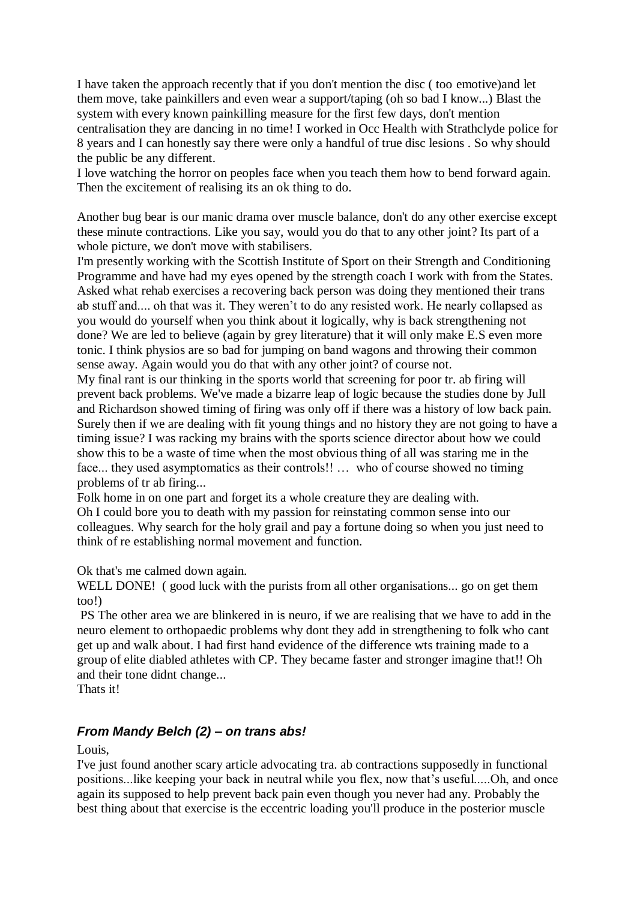I have taken the approach recently that if you don't mention the disc ( too emotive)and let them move, take painkillers and even wear a support/taping (oh so bad I know...) Blast the system with every known painkilling measure for the first few days, don't mention centralisation they are dancing in no time! I worked in Occ Health with Strathclyde police for 8 years and I can honestly say there were only a handful of true disc lesions . So why should the public be any different.

I love watching the horror on peoples face when you teach them how to bend forward again. Then the excitement of realising its an ok thing to do.

Another bug bear is our manic drama over muscle balance, don't do any other exercise except these minute contractions. Like you say, would you do that to any other joint? Its part of a whole picture, we don't move with stabilisers.

I'm presently working with the Scottish Institute of Sport on their Strength and Conditioning Programme and have had my eyes opened by the strength coach I work with from the States. Asked what rehab exercises a recovering back person was doing they mentioned their trans ab stuff and.... oh that was it. They weren't to do any resisted work. He nearly collapsed as you would do yourself when you think about it logically, why is back strengthening not done? We are led to believe (again by grey literature) that it will only make E.S even more tonic. I think physios are so bad for jumping on band wagons and throwing their common sense away. Again would you do that with any other joint? of course not.

My final rant is our thinking in the sports world that screening for poor tr. ab firing will prevent back problems. We've made a bizarre leap of logic because the studies done by Jull and Richardson showed timing of firing was only off if there was a history of low back pain. Surely then if we are dealing with fit young things and no history they are not going to have a timing issue? I was racking my brains with the sports science director about how we could show this to be a waste of time when the most obvious thing of all was staring me in the face... they used asymptomatics as their controls!! … who of course showed no timing problems of tr ab firing...

Folk home in on one part and forget its a whole creature they are dealing with.

Oh I could bore you to death with my passion for reinstating common sense into our colleagues. Why search for the holy grail and pay a fortune doing so when you just need to think of re establishing normal movement and function.

Ok that's me calmed down again.

WELL DONE! ( good luck with the purists from all other organisations... go on get them too!)

PS The other area we are blinkered in is neuro, if we are realising that we have to add in the neuro element to orthopaedic problems why dont they add in strengthening to folk who cant get up and walk about. I had first hand evidence of the difference wts training made to a group of elite diabled athletes with CP. They became faster and stronger imagine that!! Oh and their tone didnt change...

Thats it!

### *From Mandy Belch (2) – on trans abs!*

Louis,

I've just found another scary article advocating tra. ab contractions supposedly in functional positions...like keeping your back in neutral while you flex, now that's useful.....Oh, and once again its supposed to help prevent back pain even though you never had any. Probably the best thing about that exercise is the eccentric loading you'll produce in the posterior muscle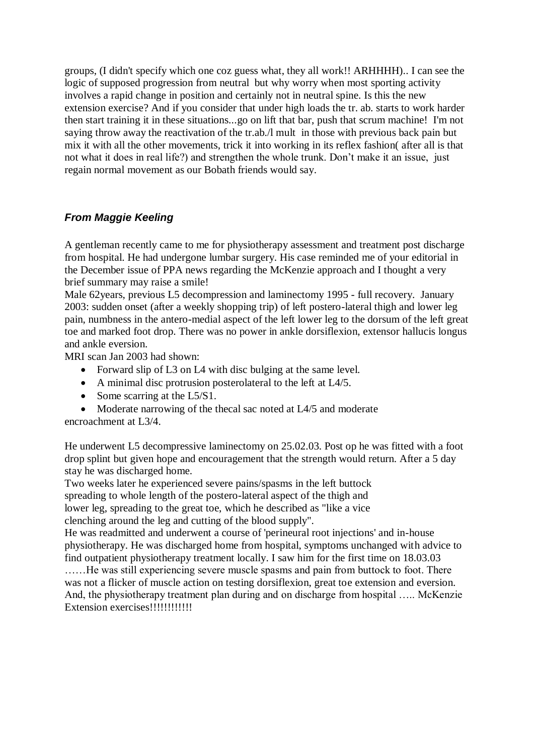groups, (I didn't specify which one coz guess what, they all work!! ARHHHH).. I can see the logic of supposed progression from neutral but why worry when most sporting activity involves a rapid change in position and certainly not in neutral spine. Is this the new extension exercise? And if you consider that under high loads the tr. ab. starts to work harder then start training it in these situations...go on lift that bar, push that scrum machine! I'm not saying throw away the reactivation of the tr.ab./l mult in those with previous back pain but mix it with all the other movements, trick it into working in its reflex fashion( after all is that not what it does in real life?) and strengthen the whole trunk. Don't make it an issue, just regain normal movement as our Bobath friends would say.

### *From Maggie Keeling*

A gentleman recently came to me for physiotherapy assessment and treatment post discharge from hospital. He had undergone lumbar surgery. His case reminded me of your editorial in the December issue of PPA news regarding the McKenzie approach and I thought a very brief summary may raise a smile!

Male 62years, previous L5 decompression and laminectomy 1995 - full recovery. January 2003: sudden onset (after a weekly shopping trip) of left postero-lateral thigh and lower leg pain, numbness in the antero-medial aspect of the left lower leg to the dorsum of the left great toe and marked foot drop. There was no power in ankle dorsiflexion, extensor hallucis longus and ankle eversion.

MRI scan Jan 2003 had shown:

- Forward slip of L3 on L4 with disc bulging at the same level.
- A minimal disc protrusion posterolateral to the left at L4/5.
- Some scarring at the L5/S1.
- Moderate narrowing of the thecal sac noted at L4/5 and moderate encroachment at L3/4.

He underwent L5 decompressive laminectomy on 25.02.03. Post op he was fitted with a foot drop splint but given hope and encouragement that the strength would return. After a 5 day stay he was discharged home.

Two weeks later he experienced severe pains/spasms in the left buttock spreading to whole length of the postero-lateral aspect of the thigh and lower leg, spreading to the great toe, which he described as "like a vice clenching around the leg and cutting of the blood supply".

He was readmitted and underwent a course of 'perineural root injections' and in-house physiotherapy. He was discharged home from hospital, symptoms unchanged with advice to find outpatient physiotherapy treatment locally. I saw him for the first time on 18.03.03 ……He was still experiencing severe muscle spasms and pain from buttock to foot. There was not a flicker of muscle action on testing dorsiflexion, great toe extension and eversion. And, the physiotherapy treatment plan during and on discharge from hospital ….. McKenzie Extension exercises!!!!!!!!!!!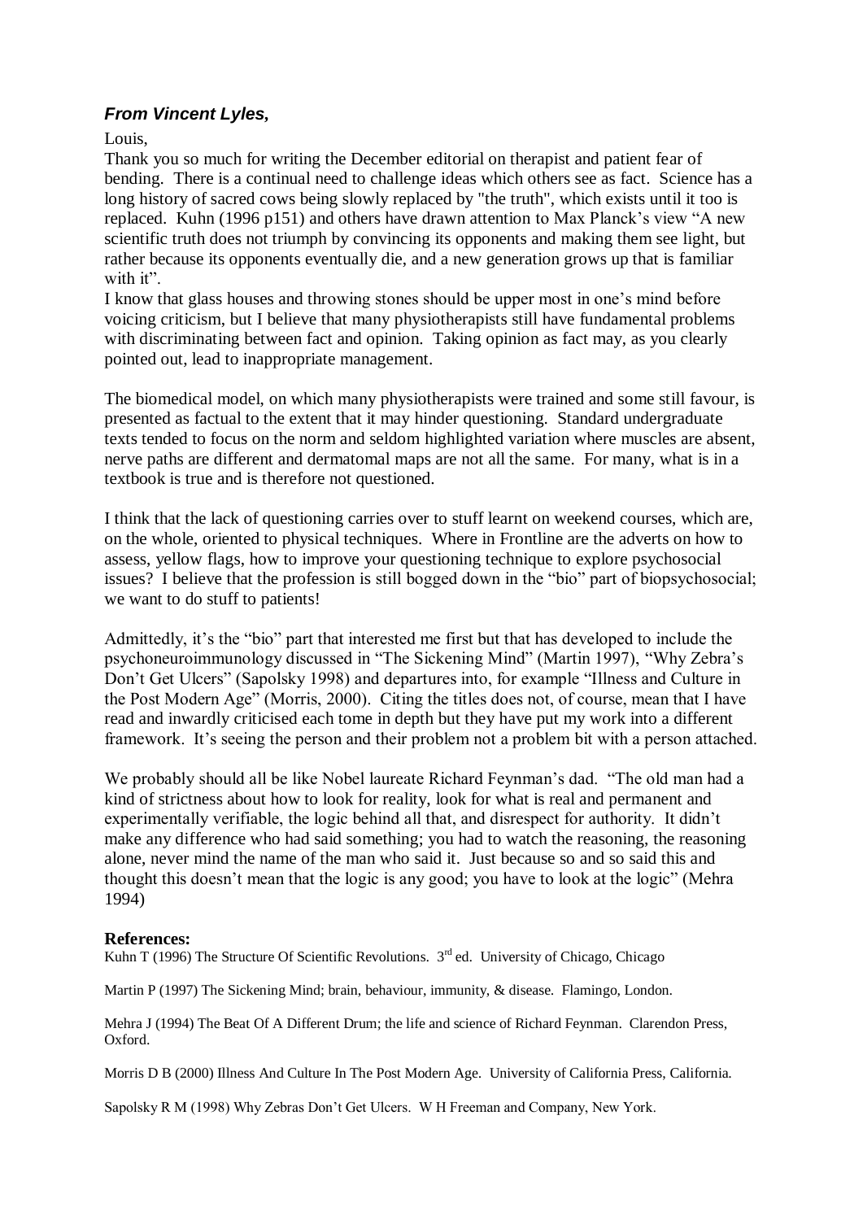### ***From Vincent Lyles,***

Louis,

Thank you so much for writing the December editorial on therapist and patient fear of bending. There is a continual need to challenge ideas which others see as fact. Science has a long history of sacred cows being slowly replaced by "the truth", which exists until it too is replaced. Kuhn (1996 p151) and others have drawn attention to Max Planck's view "A new scientific truth does not triumph by convincing its opponents and making them see light, but rather because its opponents eventually die, and a new generation grows up that is familiar with it".

I know that glass houses and throwing stones should be upper most in one's mind before voicing criticism, but I believe that many physiotherapists still have fundamental problems with discriminating between fact and opinion. Taking opinion as fact may, as you clearly pointed out, lead to inappropriate management.

The biomedical model, on which many physiotherapists were trained and some still favour, is presented as factual to the extent that it may hinder questioning. Standard undergraduate texts tended to focus on the norm and seldom highlighted variation where muscles are absent, nerve paths are different and dermatomal maps are not all the same. For many, what is in a textbook is true and is therefore not questioned.

I think that the lack of questioning carries over to stuff learnt on weekend courses, which are, on the whole, oriented to physical techniques. Where in Frontline are the adverts on how to assess, yellow flags, how to improve your questioning technique to explore psychosocial issues? I believe that the profession is still bogged down in the "bio" part of biopsychosocial; we want to do stuff to patients!

Admittedly, it's the "bio" part that interested me first but that has developed to include the psychoneuroimmunology discussed in "The Sickening Mind" (Martin 1997), "Why Zebra's Don't Get Ulcers" (Sapolsky 1998) and departures into, for example "Illness and Culture in the Post Modern Age" (Morris, 2000). Citing the titles does not, of course, mean that I have read and inwardly criticised each tome in depth but they have put my work into a different framework. It's seeing the person and their problem not a problem bit with a person attached.

We probably should all be like Nobel laureate Richard Feynman's dad. "The old man had a kind of strictness about how to look for reality, look for what is real and permanent and experimentally verifiable, the logic behind all that, and disrespect for authority. It didn't make any difference who had said something; you had to watch the reasoning, the reasoning alone, never mind the name of the man who said it. Just because so and so said this and thought this doesn't mean that the logic is any good; you have to look at the logic" (Mehra 1994)

**References:**

Kuhn T (1996) The Structure Of Scientific Revolutions. 3rd ed. University of Chicago, Chicago

Martin P (1997) The Sickening Mind; brain, behaviour, immunity, & disease. Flamingo, London.

Mehra J (1994) The Beat Of A Different Drum; the life and science of Richard Feynman. Clarendon Press, Oxford.

Morris D B (2000) Illness And Culture In The Post Modern Age. University of California Press, California.

Sapolsky R M (1998) Why Zebras Don't Get Ulcers. W H Freeman and Company, New York.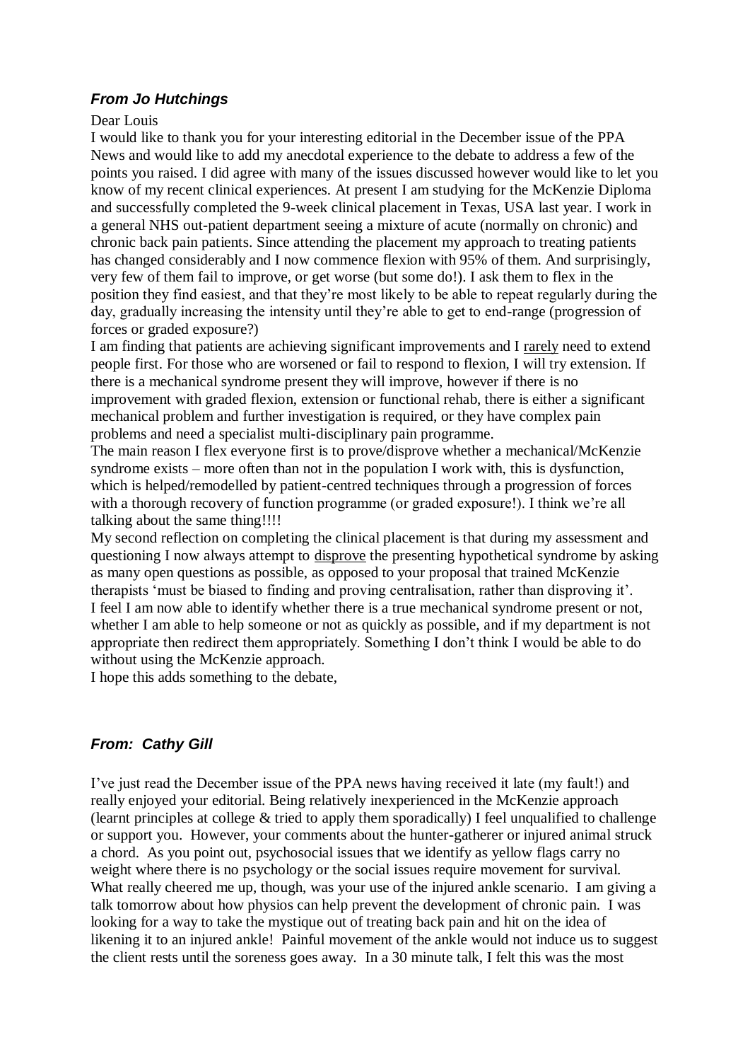### *From Jo Hutchings*

Dear Louis

I would like to thank you for your interesting editorial in the December issue of the PPA News and would like to add my anecdotal experience to the debate to address a few of the points you raised. I did agree with many of the issues discussed however would like to let you know of my recent clinical experiences. At present I am studying for the McKenzie Diploma and successfully completed the 9-week clinical placement in Texas, USA last year. I work in a general NHS out-patient department seeing a mixture of acute (normally on chronic) and chronic back pain patients. Since attending the placement my approach to treating patients has changed considerably and I now commence flexion with 95% of them. And surprisingly, very few of them fail to improve, or get worse (but some do!). I ask them to flex in the position they find easiest, and that they're most likely to be able to repeat regularly during the day, gradually increasing the intensity until they're able to get to end-range (progression of forces or graded exposure?)

I am finding that patients are achieving significant improvements and I <u>rarely</u> need to extend people first. For those who are worsened or fail to respond to flexion, I will try extension. If there is a mechanical syndrome present they will improve, however if there is no improvement with graded flexion, extension or functional rehab, there is either a significant mechanical problem and further investigation is required, or they have complex pain problems and need a specialist multi-disciplinary pain programme.

The main reason I flex everyone first is to prove/disprove whether a mechanical/McKenzie syndrome exists – more often than not in the population I work with, this is dysfunction, which is helped/remodelled by patient-centred techniques through a progression of forces with a thorough recovery of function programme (or graded exposure!). I think we're all talking about the same thing!!!!

My second reflection on completing the clinical placement is that during my assessment and questioning I now always attempt to <u>disprove</u> the presenting hypothetical syndrome by asking as many open questions as possible, as opposed to your proposal that trained McKenzie therapists 'must be biased to finding and proving centralisation, rather than disproving it'.

I feel I am now able to identify whether there is a true mechanical syndrome present or not, whether I am able to help someone or not as quickly as possible, and if my department is not appropriate then redirect them appropriately. Something I don't think I would be able to do without using the McKenzie approach.

I hope this adds something to the debate,

### *From: Cathy Gill*

I've just read the December issue of the PPA news having received it late (my fault!) and really enjoyed your editorial. Being relatively inexperienced in the McKenzie approach (learnt principles at college & tried to apply them sporadically) I feel unqualified to challenge or support you. However, your comments about the hunter-gatherer or injured animal struck a chord. As you point out, psychosocial issues that we identify as yellow flags carry no weight where there is no psychology or the social issues require movement for survival. What really cheered me up, though, was your use of the injured ankle scenario. I am giving a talk tomorrow about how physios can help prevent the development of chronic pain. I was looking for a way to take the mystique out of treating back pain and hit on the idea of likening it to an injured ankle! Painful movement of the ankle would not induce us to suggest the client rests until the soreness goes away. In a 30 minute talk, I felt this was the most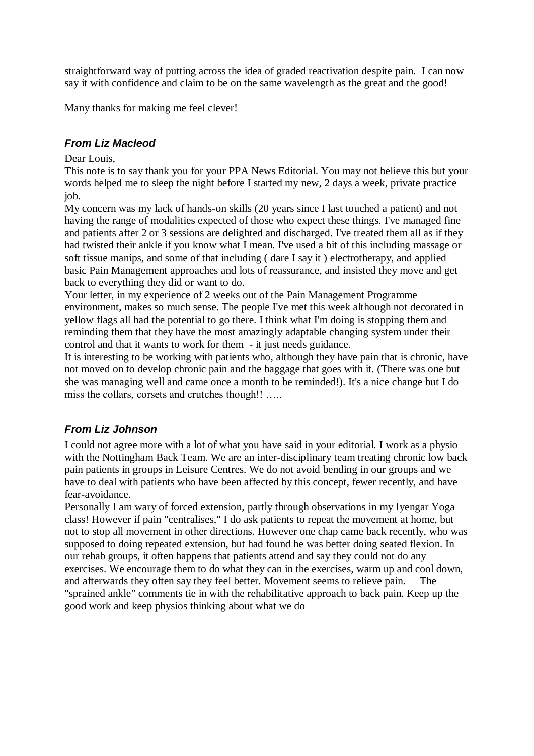straightforward way of putting across the idea of graded reactivation despite pain. I can now say it with confidence and claim to be on the same wavelength as the great and the good!

Many thanks for making me feel clever!

### *From Liz Macleod*

Dear Louis,

This note is to say thank you for your PPA News Editorial. You may not believe this but your words helped me to sleep the night before I started my new, 2 days a week, private practice job.

My concern was my lack of hands-on skills (20 years since I last touched a patient) and not having the range of modalities expected of those who expect these things. I've managed fine and patients after 2 or 3 sessions are delighted and discharged. I've treated them all as if they had twisted their ankle if you know what I mean. I've used a bit of this including massage or soft tissue manips, and some of that including ( dare I say it ) electrotherapy, and applied basic Pain Management approaches and lots of reassurance, and insisted they move and get back to everything they did or want to do.

Your letter, in my experience of 2 weeks out of the Pain Management Programme environment, makes so much sense. The people I've met this week although not decorated in yellow flags all had the potential to go there. I think what I'm doing is stopping them and reminding them that they have the most amazingly adaptable changing system under their control and that it wants to work for them - it just needs guidance.

It is interesting to be working with patients who, although they have pain that is chronic, have not moved on to develop chronic pain and the baggage that goes with it. (There was one but she was managing well and came once a month to be reminded!). It's a nice change but I do miss the collars, corsets and crutches though!! …..

### *From Liz Johnson*

I could not agree more with a lot of what you have said in your editorial. I work as a physio with the Nottingham Back Team. We are an inter-disciplinary team treating chronic low back pain patients in groups in Leisure Centres. We do not avoid bending in our groups and we have to deal with patients who have been affected by this concept, fewer recently, and have fear-avoidance.

Personally I am wary of forced extension, partly through observations in my Iyengar Yoga class! However if pain "centralises," I do ask patients to repeat the movement at home, but not to stop all movement in other directions. However one chap came back recently, who was supposed to doing repeated extension, but had found he was better doing seated flexion. In our rehab groups, it often happens that patients attend and say they could not do any exercises. We encourage them to do what they can in the exercises, warm up and cool down, and afterwards they often say they feel better. Movement seems to relieve pain. The "sprained ankle" comments tie in with the rehabilitative approach to back pain. Keep up the good work and keep physios thinking about what we do